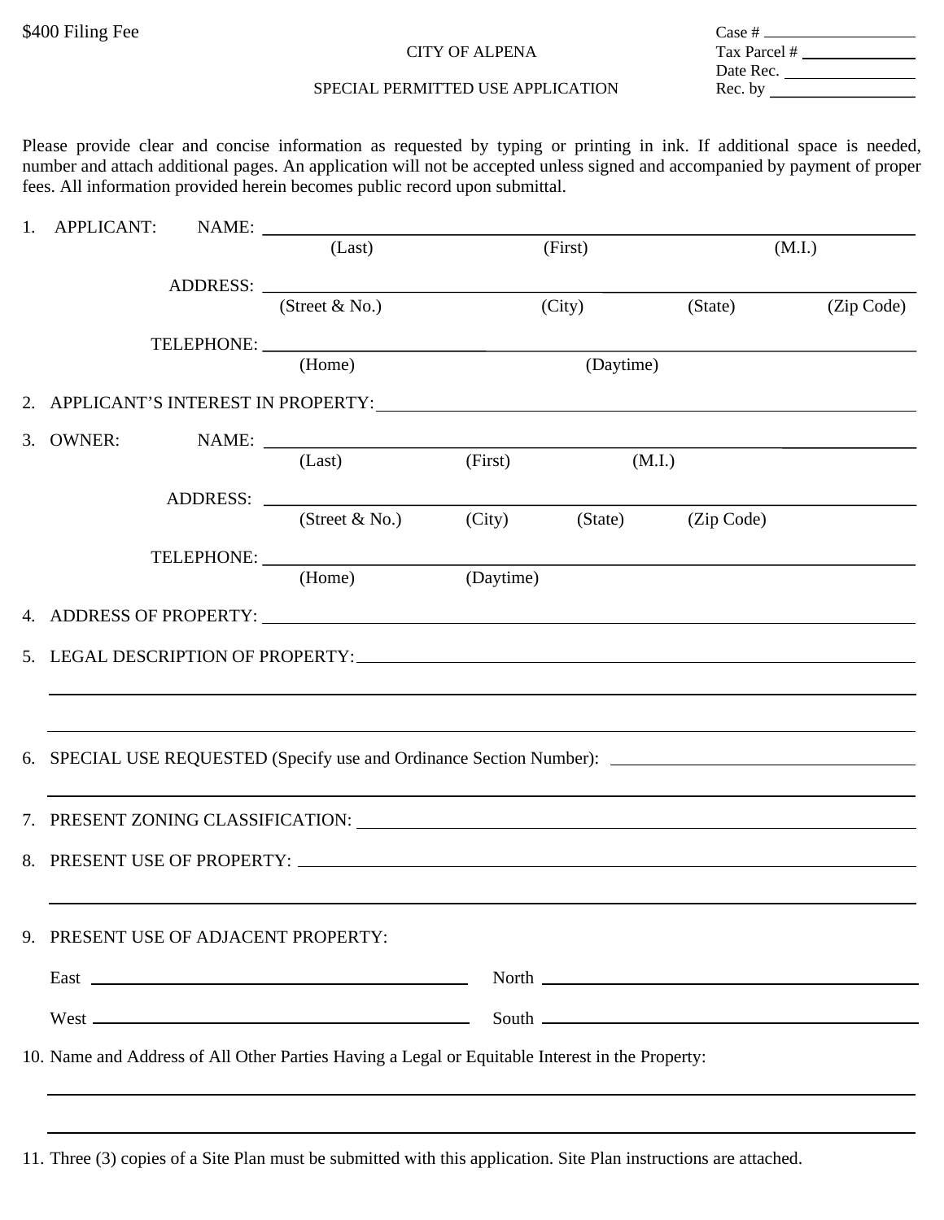$400 Filing Fee

Case # \_\_\_\_\_\_\_\_\_\_\_\_\_\_\_\_
Tax Parcel # \_\_\_\_\_\_\_\_\_\_\_\_\_\_\_\_
Date Rec. \_\_\_\_\_\_\_\_\_\_\_\_\_\_\_\_
Rec. by \_\_\_\_\_\_\_\_\_\_\_\_\_\_\_\_

CITY OF ALPENA

SPECIAL PERMITTED USE APPLICATION

Please provide clear and concise information as requested by typing or printing in ink. If additional space is needed, number and attach additional pages. An application will not be accepted unless signed and accompanied by payment of proper fees. All information provided herein becomes public record upon submittal.

1. APPLICANT: NAME: \_\_\_\_\_\_\_\_\_\_\_\_\_\_\_\_\_\_\_\_\_\_\_\_\_\_\_\_\_\_\_\_\_\_\_\_\_\_\_\_
   (Last) (First) (M.I.)

   ADDRESS: \_\_\_\_\_\_\_\_\_\_\_\_\_\_\_\_\_\_\_\_\_\_\_\_\_\_\_\_\_\_\_\_\_\_\_\_\_\_\_\_
   (Street & No.) (City) (State) (Zip Code)

   TELEPHONE: \_\_\_\_\_\_\_\_\_\_\_\_\_\_\_\_\_\_\_\_\_\_\_\_\_\_\_\_\_\_\_\_\_\_\_\_\_\_\_\_
   (Home) (Daytime)

2. APPLICANT'S INTEREST IN PROPERTY: \_\_\_\_\_\_\_\_\_\_\_\_\_\_\_\_\_\_\_\_\_\_\_\_\_\_\_\_\_\_\_\_\_\_\_\_\_\_\_\_

3. OWNER: NAME: \_\_\_\_\_\_\_\_\_\_\_\_\_\_\_\_\_\_\_\_\_\_\_\_\_\_\_\_\_\_\_\_\_\_\_\_\_\_\_\_
   (Last) (First) (M.I.)

   ADDRESS: \_\_\_\_\_\_\_\_\_\_\_\_\_\_\_\_\_\_\_\_\_\_\_\_\_\_\_\_\_\_\_\_\_\_\_\_\_\_\_\_
   (Street & No.) (City) (State) (Zip Code)

   TELEPHONE: \_\_\_\_\_\_\_\_\_\_\_\_\_\_\_\_\_\_\_\_\_\_\_\_\_\_\_\_\_\_\_\_\_\_\_\_\_\_\_\_
   (Home) (Daytime)

4. ADDRESS OF PROPERTY: \_\_\_\_\_\_\_\_\_\_\_\_\_\_\_\_\_\_\_\_\_\_\_\_\_\_\_\_\_\_\_\_\_\_\_\_\_\_\_\_

5. LEGAL DESCRIPTION OF PROPERTY: \_\_\_\_\_\_\_\_\_\_\_\_\_\_\_\_\_\_\_\_\_\_\_\_\_\_\_\_\_\_\_\_\_\_\_\_\_\_\_\_

   \_\_\_\_\_\_\_\_\_\_\_\_\_\_\_\_\_\_\_\_\_\_\_\_\_\_\_\_\_\_\_\_\_\_\_\_\_\_\_\_\_\_\_\_\_\_\_\_\_\_\_\_\_\_\_\_\_\_\_\_

   \_\_\_\_\_\_\_\_\_\_\_\_\_\_\_\_\_\_\_\_\_\_\_\_\_\_\_\_\_\_\_\_\_\_\_\_\_\_\_\_\_\_\_\_\_\_\_\_\_\_\_\_\_\_\_\_\_\_\_\_

6. SPECIAL USE REQUESTED (Specify use and Ordinance Section Number): \_\_\_\_\_\_\_\_\_\_\_\_\_\_\_\_\_\_\_\_

   \_\_\_\_\_\_\_\_\_\_\_\_\_\_\_\_\_\_\_\_\_\_\_\_\_\_\_\_\_\_\_\_\_\_\_\_\_\_\_\_\_\_\_\_\_\_\_\_\_\_\_\_\_\_\_\_\_\_\_\_

7. PRESENT ZONING CLASSIFICATION: \_\_\_\_\_\_\_\_\_\_\_\_\_\_\_\_\_\_\_\_\_\_\_\_\_\_\_\_\_\_\_\_\_\_\_\_\_\_\_\_

8. PRESENT USE OF PROPERTY: \_\_\_\_\_\_\_\_\_\_\_\_\_\_\_\_\_\_\_\_\_\_\_\_\_\_\_\_\_\_\_\_\_\_\_\_\_\_\_\_

   \_\_\_\_\_\_\_\_\_\_\_\_\_\_\_\_\_\_\_\_\_\_\_\_\_\_\_\_\_\_\_\_\_\_\_\_\_\_\_\_\_\_\_\_\_\_\_\_\_\_\_\_\_\_\_\_\_\_\_\_

9. PRESENT USE OF ADJACENT PROPERTY:

   East \_\_\_\_\_\_\_\_\_\_\_\_\_\_\_\_\_\_\_\_\_\_\_\_\_\_\_\_ North \_\_\_\_\_\_\_\_\_\_\_\_\_\_\_\_\_\_\_\_\_\_\_\_\_\_\_\_

   West \_\_\_\_\_\_\_\_\_\_\_\_\_\_\_\_\_\_\_\_\_\_\_\_\_\_\_\_ South \_\_\_\_\_\_\_\_\_\_\_\_\_\_\_\_\_\_\_\_\_\_\_\_\_\_\_\_

10. Name and Address of All Other Parties Having a Legal or Equitable Interest in the Property:

    \_\_\_\_\_\_\_\_\_\_\_\_\_\_\_\_\_\_\_\_\_\_\_\_\_\_\_\_\_\_\_\_\_\_\_\_\_\_\_\_\_\_\_\_\_\_\_\_\_\_\_\_\_\_\_\_\_\_\_\_

    \_\_\_\_\_\_\_\_\_\_\_\_\_\_\_\_\_\_\_\_\_\_\_\_\_\_\_\_\_\_\_\_\_\_\_\_\_\_\_\_\_\_\_\_\_\_\_\_\_\_\_\_\_\_\_\_\_\_\_\_

11. Three (3) copies of a Site Plan must be submitted with this application. Site Plan instructions are attached.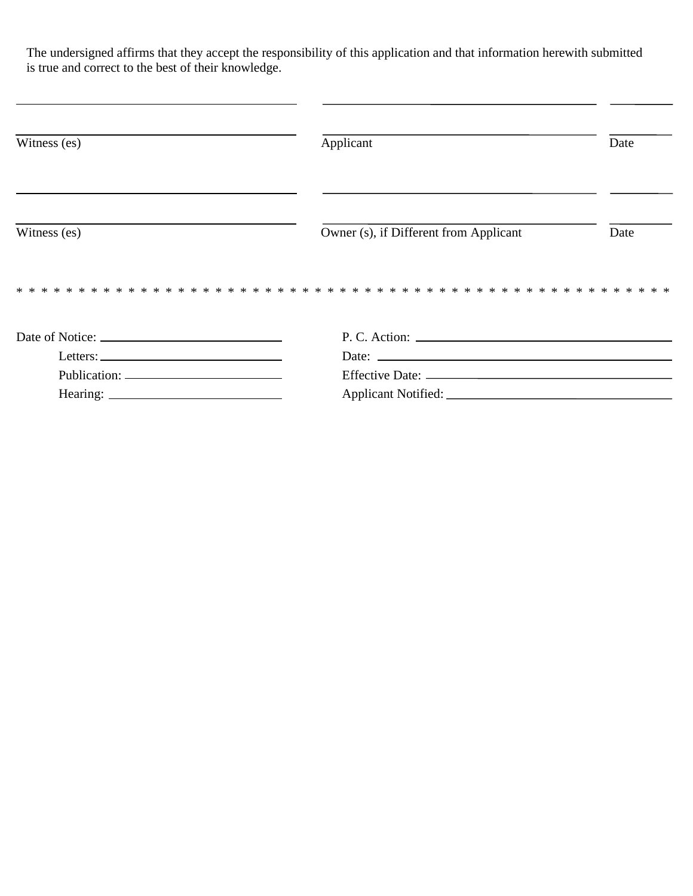The undersigned affirms that they accept the responsibility of this application and that information herewith submitted is true and correct to the best of their knowledge.

| | | |
|---|---|---|
| ______________________ | ______________________ | ________ |
| ______________________ | ______________________ | ________ |
| Witness (es) | Applicant | Date |
| ______________________ | ______________________ | ________ |
| ______________________ | ______________________ | ________ |
| Witness (es) | Owner (s), if Different from Applicant | Date |

* * * * * * * * * * * * * * * * * * * * * * * * * * * * * * * * * * * * * * * * * * * * * * * * * * * * *

| | |
|---|---|
| Date of Notice: ______________ | P. C. Action: ______________ |
| Letters: ______________ | Date: ______________ |
| Publication: ______________ | Effective Date: ______________ |
| Hearing: ______________ | Applicant Notified: ______________ |